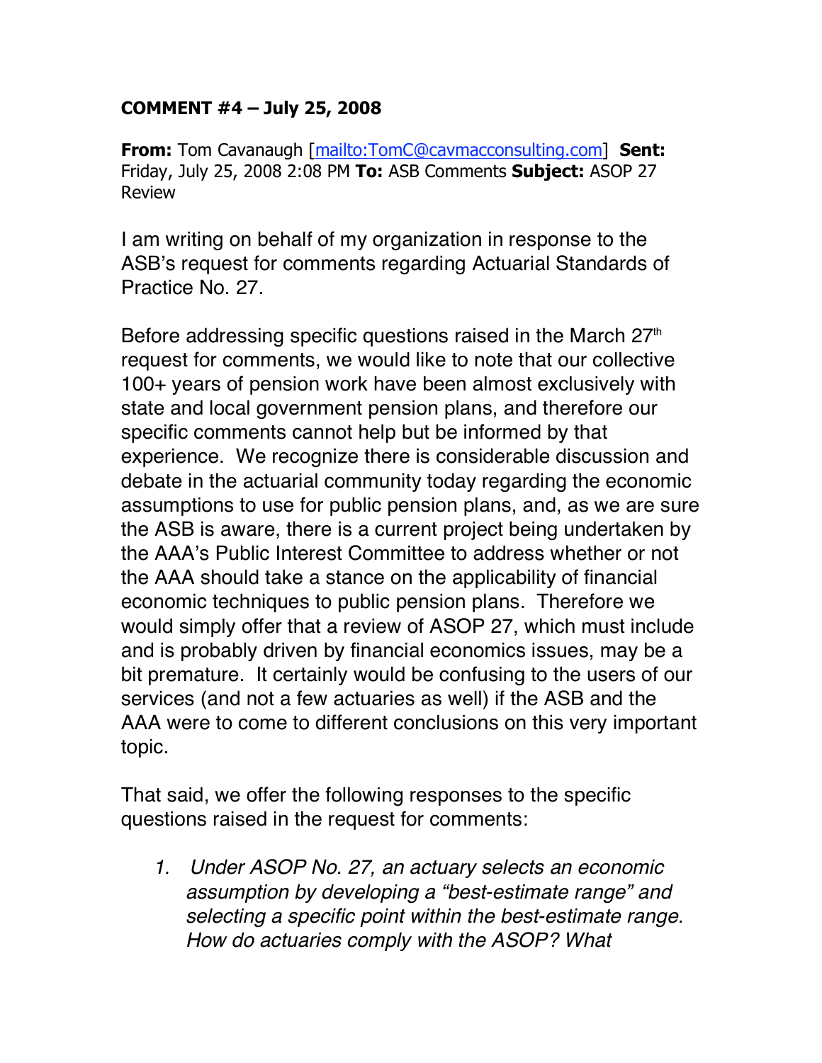**COMMENT #4 – July 25, 2008**

**From:** Tom Cavanaugh [mailto:TomC@cavmacconsulting.com] **Sent:** Friday, July 25, 2008 2:08 PM **To:** ASB Comments **Subject:** ASOP 27 Review

I am writing on behalf of my organization in response to the ASB's request for comments regarding Actuarial Standards of Practice No. 27.

Before addressing specific questions raised in the March 27th request for comments, we would like to note that our collective 100+ years of pension work have been almost exclusively with state and local government pension plans, and therefore our specific comments cannot help but be informed by that experience. We recognize there is considerable discussion and debate in the actuarial community today regarding the economic assumptions to use for public pension plans, and, as we are sure the ASB is aware, there is a current project being undertaken by the AAA's Public Interest Committee to address whether or not the AAA should take a stance on the applicability of financial economic techniques to public pension plans. Therefore we would simply offer that a review of ASOP 27, which must include and is probably driven by financial economics issues, may be a bit premature. It certainly would be confusing to the users of our services (and not a few actuaries as well) if the ASB and the AAA were to come to different conclusions on this very important topic.

That said, we offer the following responses to the specific questions raised in the request for comments:

1. *Under ASOP No. 27, an actuary selects an economic assumption by developing a "best-estimate range" and selecting a specific point within the best-estimate range. How do actuaries comply with the ASOP? What*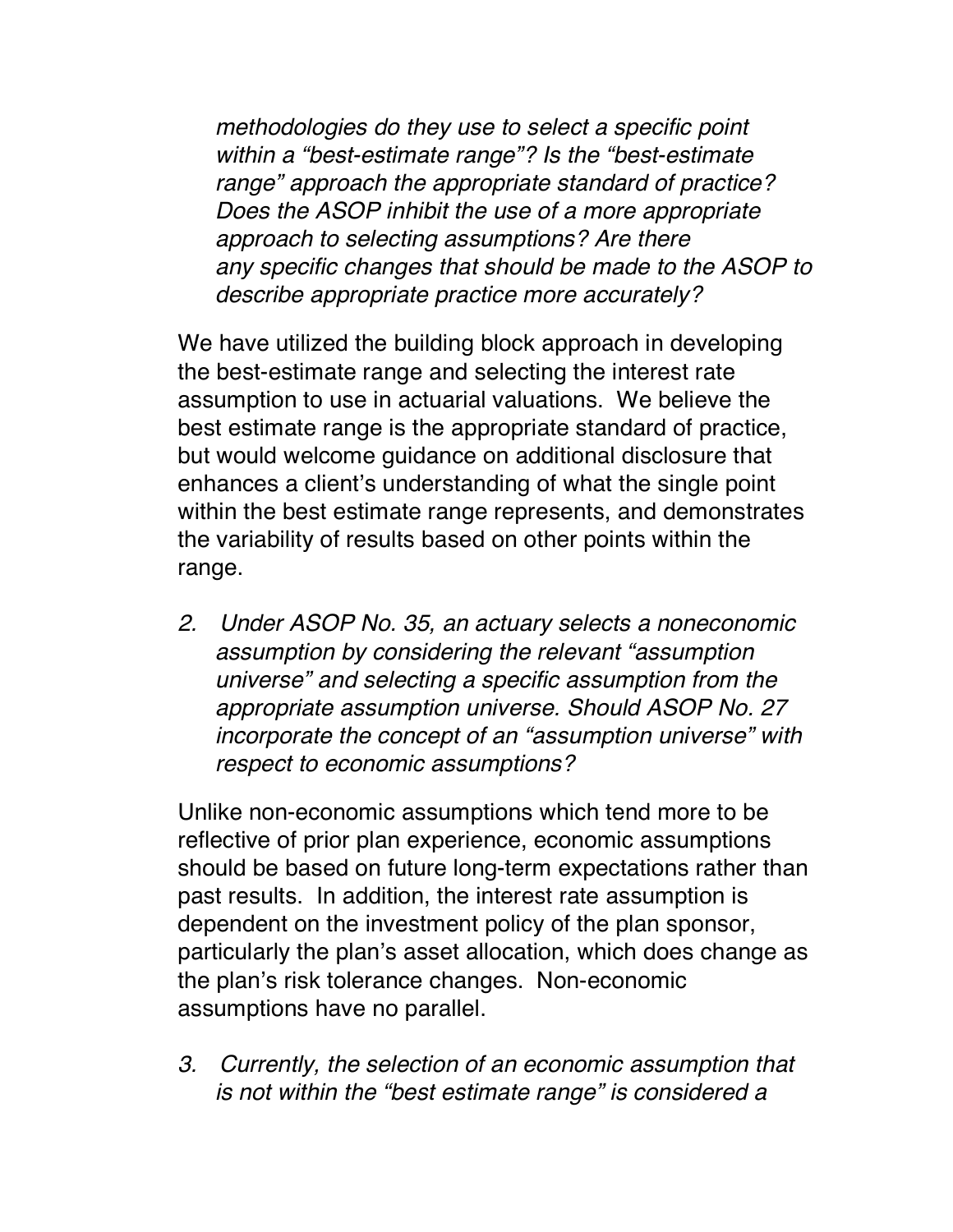*methodologies do they use to select a specific point within a "best-estimate range"? Is the "best-estimate range" approach the appropriate standard of practice? Does the ASOP inhibit the use of a more appropriate approach to selecting assumptions? Are there any specific changes that should be made to the ASOP to describe appropriate practice more accurately?*

We have utilized the building block approach in developing the best-estimate range and selecting the interest rate assumption to use in actuarial valuations. We believe the best estimate range is the appropriate standard of practice, but would welcome guidance on additional disclosure that enhances a client's understanding of what the single point within the best estimate range represents, and demonstrates the variability of results based on other points within the range.

2. *Under ASOP No. 35, an actuary selects a noneconomic assumption by considering the relevant "assumption universe" and selecting a specific assumption from the appropriate assumption universe. Should ASOP No. 27 incorporate the concept of an "assumption universe" with respect to economic assumptions?*

Unlike non-economic assumptions which tend more to be reflective of prior plan experience, economic assumptions should be based on future long-term expectations rather than past results. In addition, the interest rate assumption is dependent on the investment policy of the plan sponsor, particularly the plan's asset allocation, which does change as the plan's risk tolerance changes. Non-economic assumptions have no parallel.

3. *Currently, the selection of an economic assumption that is not within the "best estimate range" is considered a*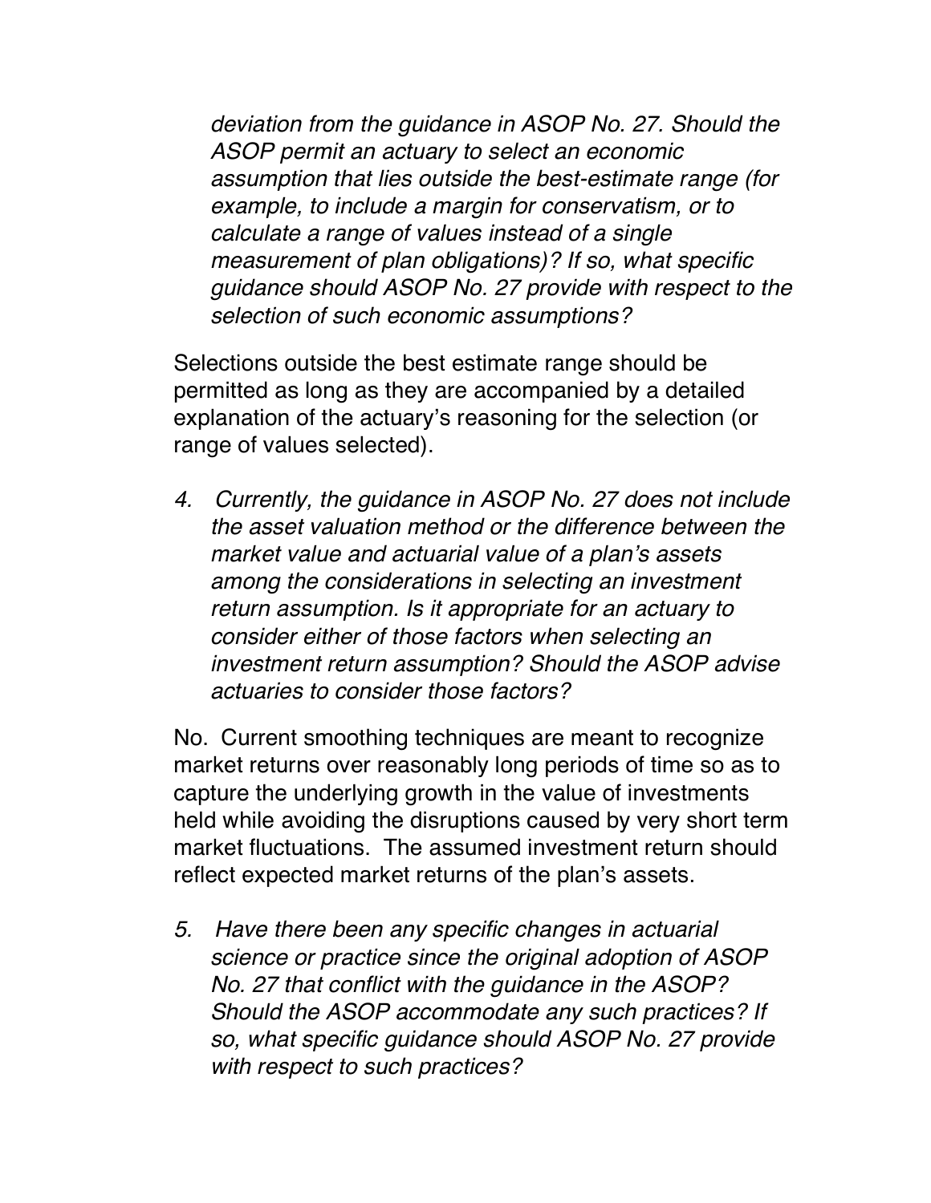*deviation from the guidance in ASOP No. 27. Should the ASOP permit an actuary to select an economic assumption that lies outside the best-estimate range (for example, to include a margin for conservatism, or to calculate a range of values instead of a single measurement of plan obligations)? If so, what specific guidance should ASOP No. 27 provide with respect to the selection of such economic assumptions?*

Selections outside the best estimate range should be permitted as long as they are accompanied by a detailed explanation of the actuary's reasoning for the selection (or range of values selected).

4. *Currently, the guidance in ASOP No. 27 does not include the asset valuation method or the difference between the market value and actuarial value of a plan's assets among the considerations in selecting an investment return assumption. Is it appropriate for an actuary to consider either of those factors when selecting an investment return assumption? Should the ASOP advise actuaries to consider those factors?*

No. Current smoothing techniques are meant to recognize market returns over reasonably long periods of time so as to capture the underlying growth in the value of investments held while avoiding the disruptions caused by very short term market fluctuations. The assumed investment return should reflect expected market returns of the plan's assets.

5. *Have there been any specific changes in actuarial science or practice since the original adoption of ASOP No. 27 that conflict with the guidance in the ASOP? Should the ASOP accommodate any such practices? If so, what specific guidance should ASOP No. 27 provide with respect to such practices?*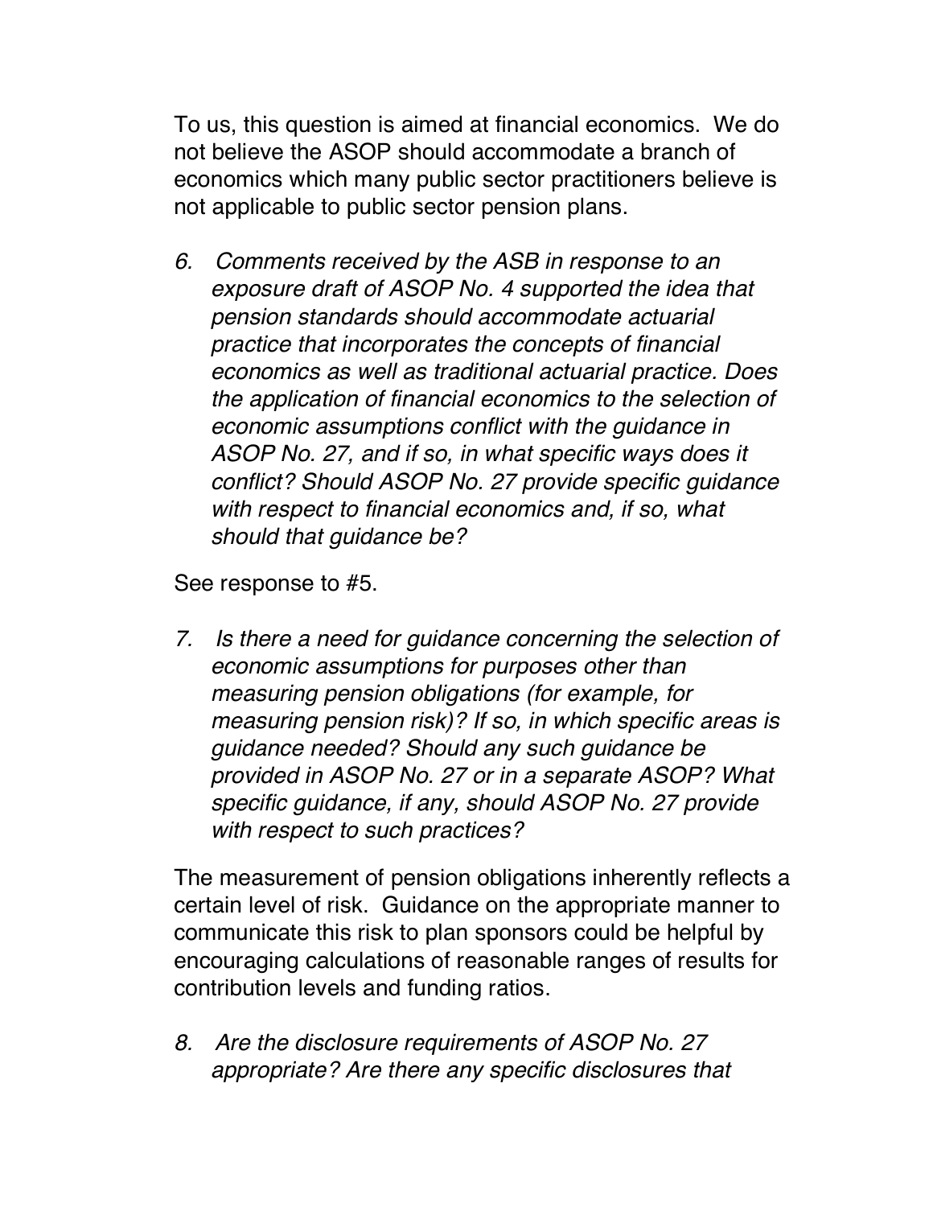To us, this question is aimed at financial economics. We do not believe the ASOP should accommodate a branch of economics which many public sector practitioners believe is not applicable to public sector pension plans.

6. *Comments received by the ASB in response to an exposure draft of ASOP No. 4 supported the idea that pension standards should accommodate actuarial practice that incorporates the concepts of financial economics as well as traditional actuarial practice. Does the application of financial economics to the selection of economic assumptions conflict with the guidance in ASOP No. 27, and if so, in what specific ways does it conflict? Should ASOP No. 27 provide specific guidance with respect to financial economics and, if so, what should that guidance be?*

See response to #5.

7. *Is there a need for guidance concerning the selection of economic assumptions for purposes other than measuring pension obligations (for example, for measuring pension risk)? If so, in which specific areas is guidance needed? Should any such guidance be provided in ASOP No. 27 or in a separate ASOP? What specific guidance, if any, should ASOP No. 27 provide with respect to such practices?*

The measurement of pension obligations inherently reflects a certain level of risk. Guidance on the appropriate manner to communicate this risk to plan sponsors could be helpful by encouraging calculations of reasonable ranges of results for contribution levels and funding ratios.

8. *Are the disclosure requirements of ASOP No. 27 appropriate? Are there any specific disclosures that*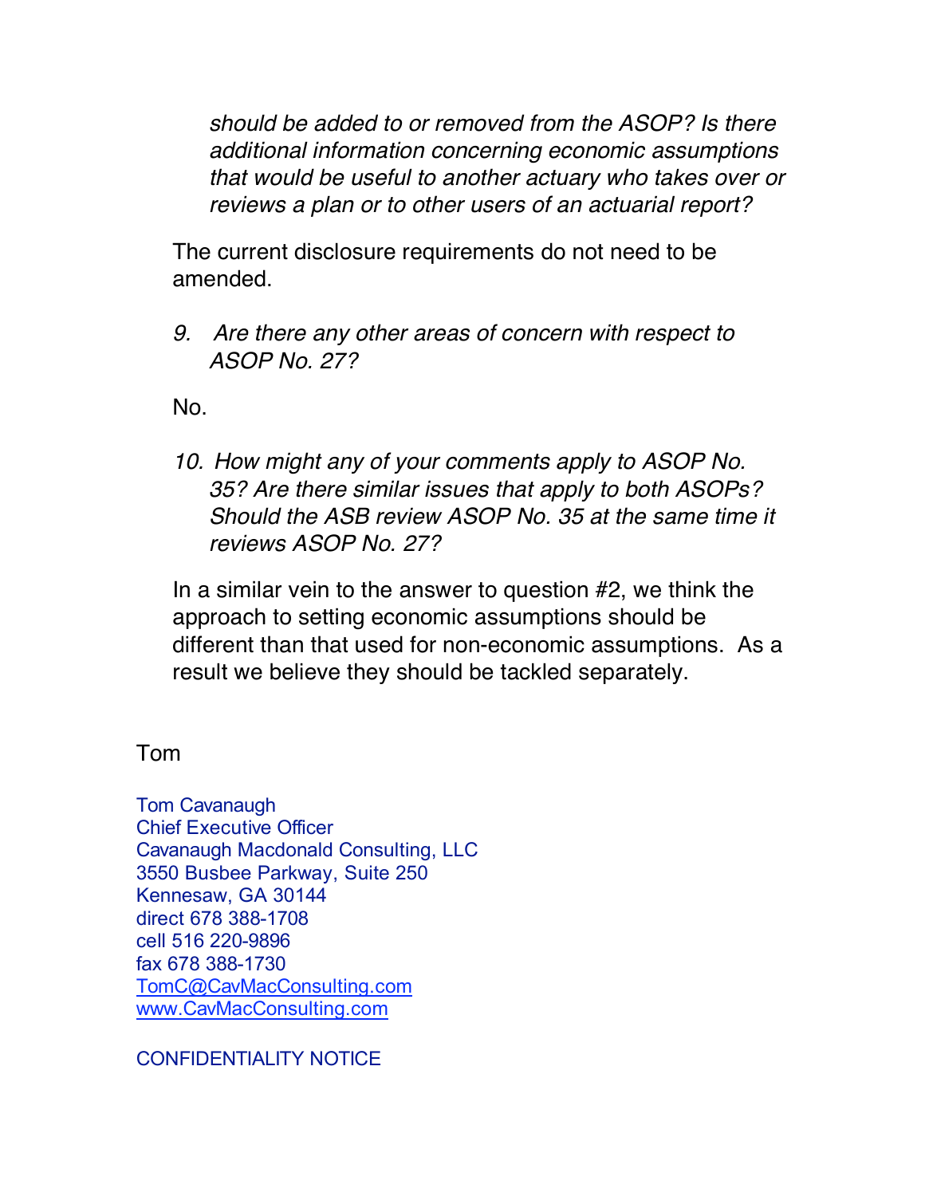*should be added to or removed from the ASOP? Is there additional information concerning economic assumptions that would be useful to another actuary who takes over or reviews a plan or to other users of an actuarial report?*

The current disclosure requirements do not need to be amended.

9. *Are there any other areas of concern with respect to ASOP No. 27?*

No.

10. *How might any of your comments apply to ASOP No. 35? Are there similar issues that apply to both ASOPs? Should the ASB review ASOP No. 35 at the same time it reviews ASOP No. 27?*

In a similar vein to the answer to question #2, we think the approach to setting economic assumptions should be different than that used for non-economic assumptions. As a result we believe they should be tackled separately.

Tom

Tom Cavanaugh
Chief Executive Officer
Cavanaugh Macdonald Consulting, LLC
3550 Busbee Parkway, Suite 250
Kennesaw, GA 30144
direct 678 388-1708
cell 516 220-9896
fax 678 388-1730
TomC@CavMacConsulting.com
www.CavMacConsulting.com

CONFIDENTIALITY NOTICE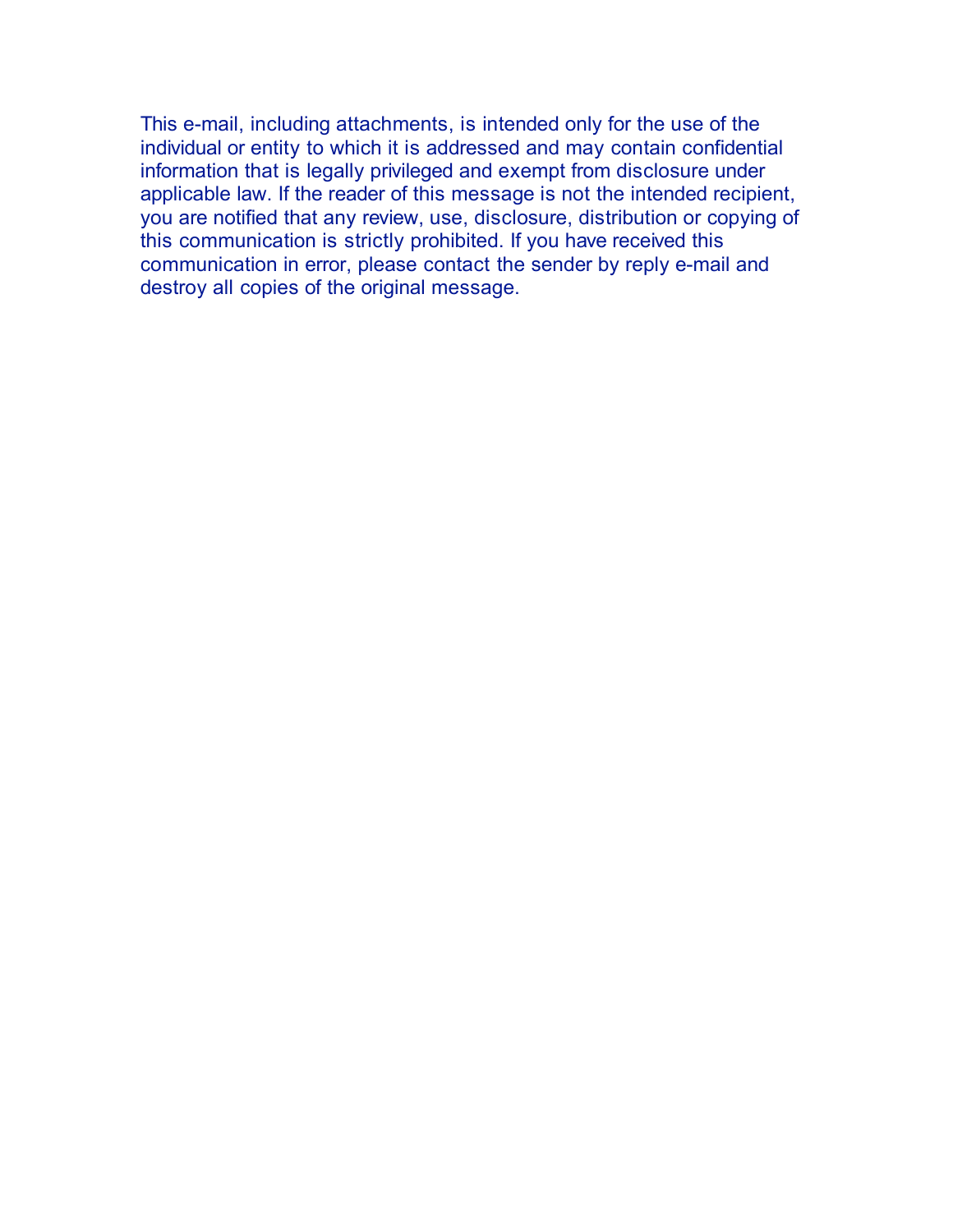This e-mail, including attachments, is intended only for the use of the individual or entity to which it is addressed and may contain confidential information that is legally privileged and exempt from disclosure under applicable law. If the reader of this message is not the intended recipient, you are notified that any review, use, disclosure, distribution or copying of this communication is strictly prohibited. If you have received this communication in error, please contact the sender by reply e-mail and destroy all copies of the original message.